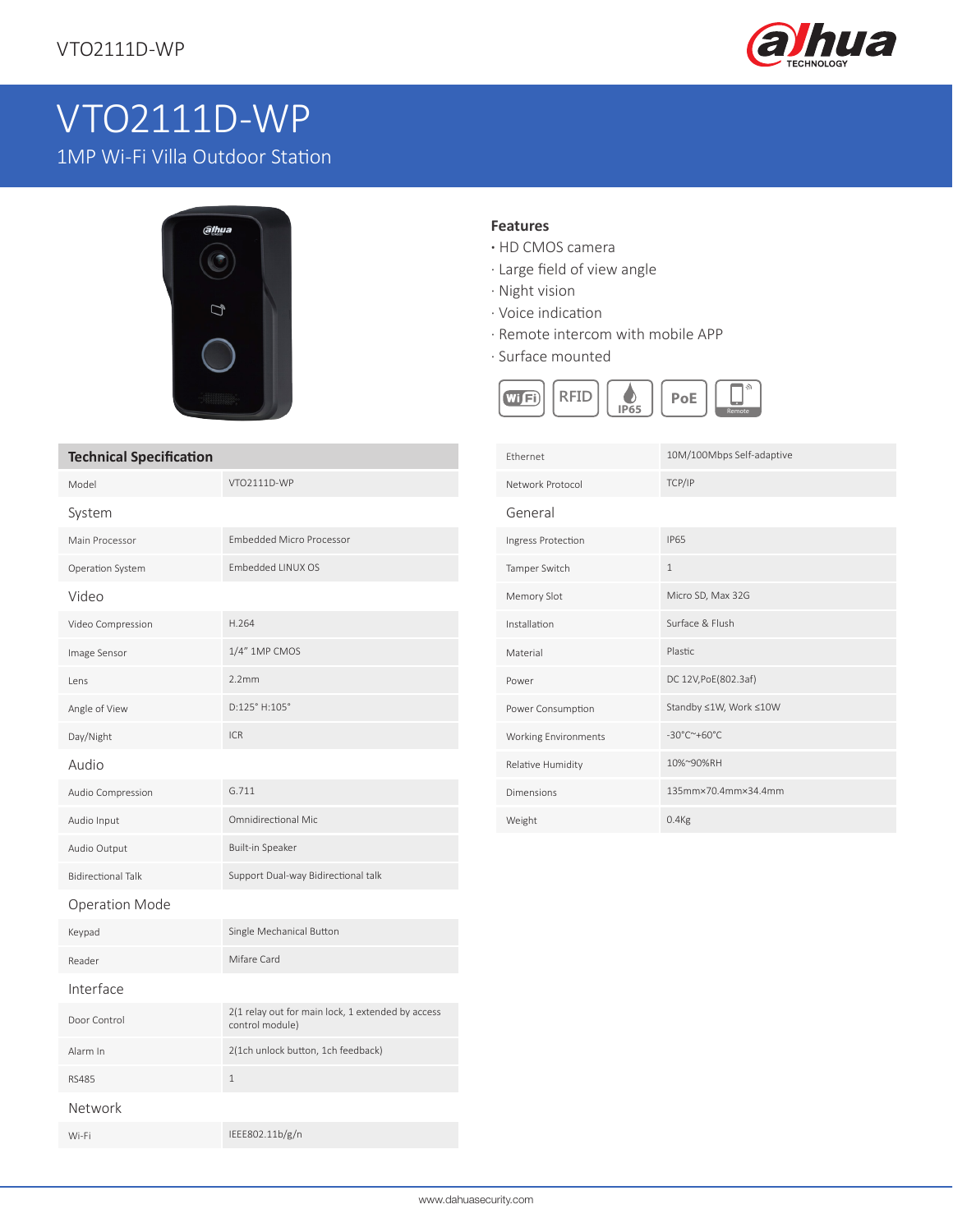# VTO2111D-WP

1MP Wi-Fi Villa Outdoor Station

**Features**

- HD CMOS camera
- Large field of view angle
- Night vision
- Voice indication
- Remote intercom with mobile APP
- Surface mounted

## Technical Specification

| | |
|---|---|
| Model | VTO2111D-WP |
| **System** | |
| Main Processor | Embedded Micro Processor |
| Operation System | Embedded LINUX OS |
| **Video** | |
| Video Compression | H.264 |
| Image Sensor | 1/4" 1MP CMOS |
| Lens | 2.2mm |
| Angle of View | D:125° H:105° |
| Day/Night | ICR |
| **Audio** | |
| Audio Compression | G.711 |
| Audio Input | Omnidirectional Mic |
| Audio Output | Built-in Speaker |
| Bidirectional Talk | Support Dual-way Bidirectional talk |
| **Operation Mode** | |
| Keypad | Single Mechanical Button |
| Reader | Mifare Card |
| **Interface** | |
| Door Control | 2(1 relay out for main lock, 1 extended by access control module) |
| Alarm In | 2(1ch unlock button, 1ch feedback) |
| RS485 | 1 |
| **Network** | |
| Wi-Fi | IEEE802.11b/g/n |
| Ethernet | 10M/100Mbps Self-adaptive |
| Network Protocol | TCP/IP |
| **General** | |
| Ingress Protection | IP65 |
| Tamper Switch | 1 |
| Memory Slot | Micro SD, Max 32G |
| Installation | Surface & Flush |
| Material | Plastic |
| Power | DC 12V,PoE(802.3af) |
| Power Consumption | Standby ≤1W, Work ≤10W |
| Working Environments | -30°C~+60°C |
| Relative Humidity | 10%~90%RH |
| Dimensions | 135mm×70.4mm×34.4mm |
| Weight | 0.4Kg |

www.dahuasecurity.com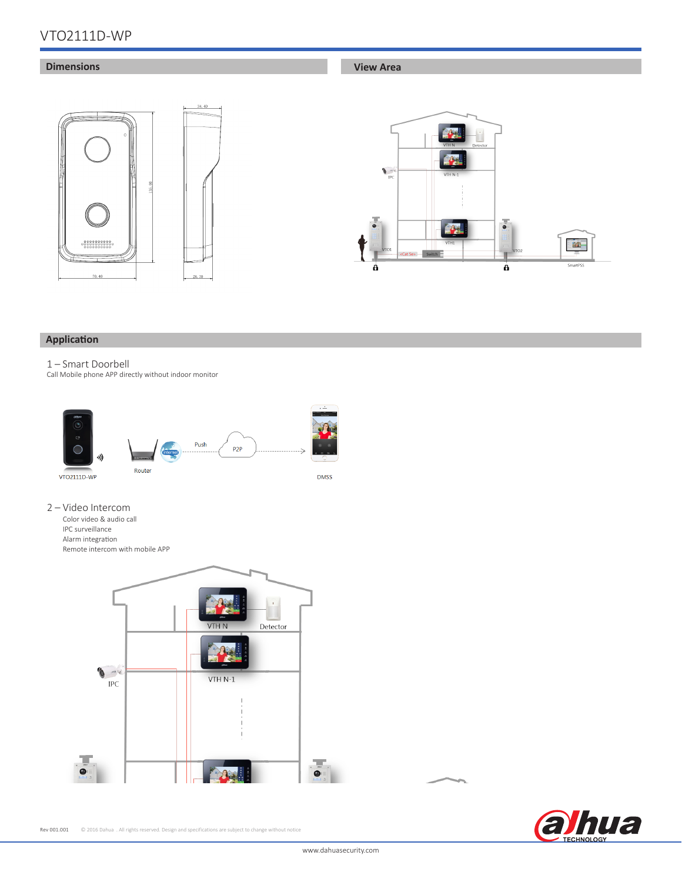# VTO2111D-WP

## Dimensions

34.40

158.00

70.40

26.30

## View Area

VTH N

Detector

VTH N-1

IPC

VTO1

Cat 5e

Switch

VTH1

VTO2

SmartPSS

## Application

### 1 – Smart Doorbell

Call Mobile phone APP directly without indoor monitor

VTO2111D-WP

Router

Internet

Push

P2P

DMSS

### 2 – Video Intercom

- Color video & audio call
- IPC surveillance
- Alarm integration
- Remote intercom with mobile APP

VTH N

Detector

IPC

VTH N-1

Rev 001.001 © 2016 Dahua . All rights reserved. Design and specifications are subject to change without notice

www.dahuasecurity.com